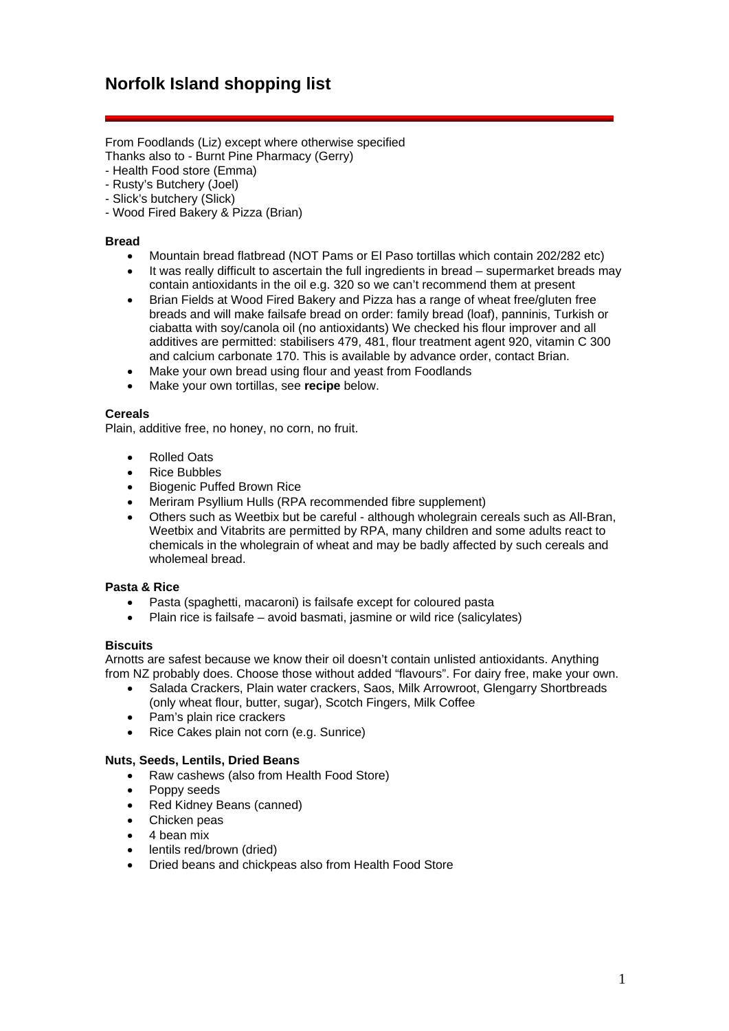# Norfolk Island shopping list

From Foodlands (Liz) except where otherwise specified
Thanks also to - Burnt Pine Pharmacy (Gerry)
- Health Food store (Emma)
- Rusty's Butchery (Joel)
- Slick's butchery (Slick)
- Wood Fired Bakery & Pizza (Brian)

**Bread**

- Mountain bread flatbread (NOT Pams or El Paso tortillas which contain 202/282 etc)
- It was really difficult to ascertain the full ingredients in bread – supermarket breads may contain antioxidants in the oil e.g. 320 so we can't recommend them at present
- Brian Fields at Wood Fired Bakery and Pizza has a range of wheat free/gluten free breads and will make failsafe bread on order: family bread (loaf), panninis, Turkish or ciabatta with soy/canola oil (no antioxidants) We checked his flour improver and all additives are permitted: stabilisers 479, 481, flour treatment agent 920, vitamin C 300 and calcium carbonate 170. This is available by advance order, contact Brian.
- Make your own bread using flour and yeast from Foodlands
- Make your own tortillas, see **recipe** below.

**Cereals**

Plain, additive free, no honey, no corn, no fruit.

- Rolled Oats
- Rice Bubbles
- Biogenic Puffed Brown Rice
- Meriram Psyllium Hulls (RPA recommended fibre supplement)
- Others such as Weetbix but be careful - although wholegrain cereals such as All-Bran, Weetbix and Vitabrits are permitted by RPA, many children and some adults react to chemicals in the wholegrain of wheat and may be badly affected by such cereals and wholemeal bread.

**Pasta & Rice**

- Pasta (spaghetti, macaroni) is failsafe except for coloured pasta
- Plain rice is failsafe – avoid basmati, jasmine or wild rice (salicylates)

**Biscuits**

Arnotts are safest because we know their oil doesn't contain unlisted antioxidants. Anything from NZ probably does. Choose those without added "flavours". For dairy free, make your own.

- Salada Crackers, Plain water crackers, Saos, Milk Arrowroot, Glengarry Shortbreads (only wheat flour, butter, sugar), Scotch Fingers, Milk Coffee
- Pam's plain rice crackers
- Rice Cakes plain not corn (e.g. Sunrice)

**Nuts, Seeds, Lentils, Dried Beans**

- Raw cashews (also from Health Food Store)
- Poppy seeds
- Red Kidney Beans (canned)
- Chicken peas
- 4 bean mix
- lentils red/brown (dried)
- Dried beans and chickpeas also from Health Food Store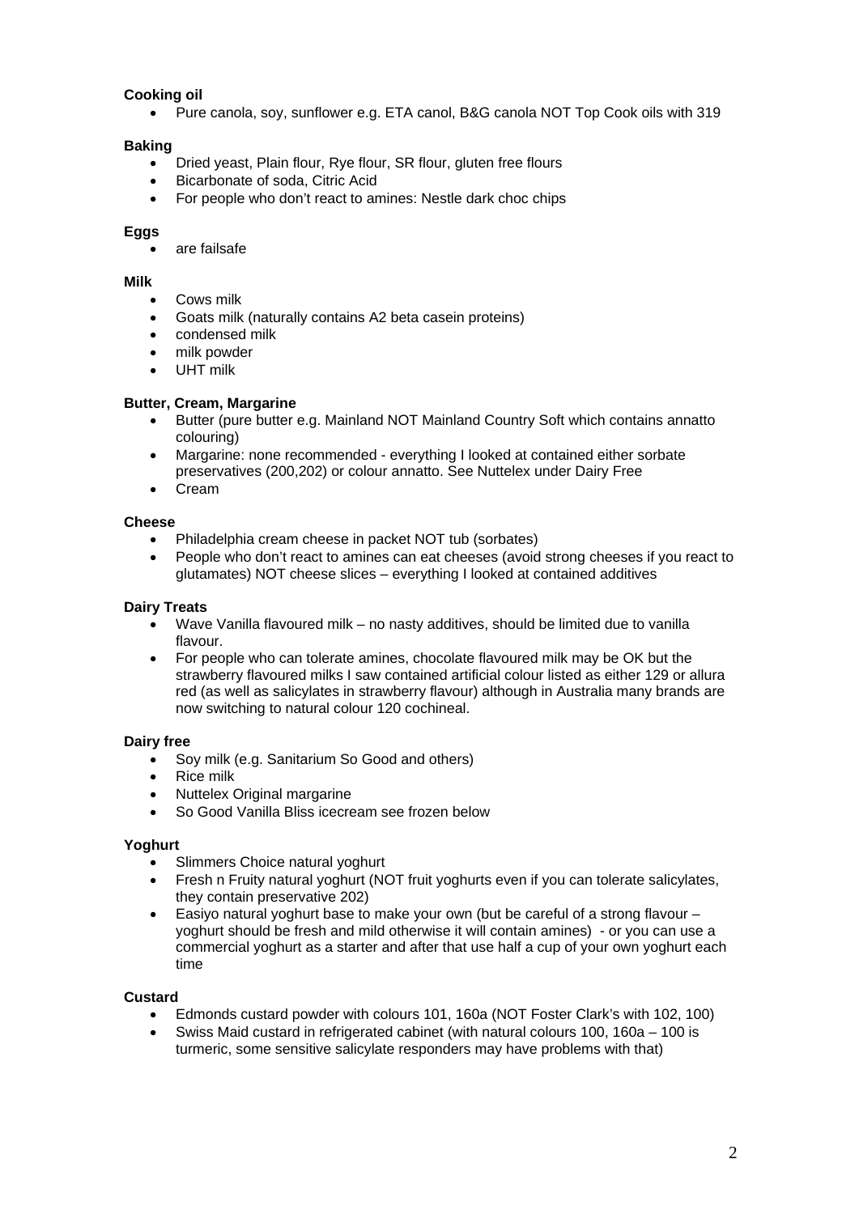**Cooking oil**

- Pure canola, soy, sunflower e.g. ETA canol, B&G canola NOT Top Cook oils with 319

**Baking**

- Dried yeast, Plain flour, Rye flour, SR flour, gluten free flours
- Bicarbonate of soda, Citric Acid
- For people who don't react to amines: Nestle dark choc chips

**Eggs**

- are failsafe

**Milk**

- Cows milk
- Goats milk (naturally contains A2 beta casein proteins)
- condensed milk
- milk powder
- UHT milk

**Butter, Cream, Margarine**

- Butter (pure butter e.g. Mainland NOT Mainland Country Soft which contains annatto colouring)
- Margarine: none recommended - everything I looked at contained either sorbate preservatives (200,202) or colour annatto. See Nuttelex under Dairy Free
- Cream

**Cheese**

- Philadelphia cream cheese in packet NOT tub (sorbates)
- People who don't react to amines can eat cheeses (avoid strong cheeses if you react to glutamates) NOT cheese slices – everything I looked at contained additives

**Dairy Treats**

- Wave Vanilla flavoured milk – no nasty additives, should be limited due to vanilla flavour.
- For people who can tolerate amines, chocolate flavoured milk may be OK but the strawberry flavoured milks I saw contained artificial colour listed as either 129 or allura red (as well as salicylates in strawberry flavour) although in Australia many brands are now switching to natural colour 120 cochineal.

**Dairy free**

- Soy milk (e.g. Sanitarium So Good and others)
- Rice milk
- Nuttelex Original margarine
- So Good Vanilla Bliss icecream see frozen below

**Yoghurt**

- Slimmers Choice natural yoghurt
- Fresh n Fruity natural yoghurt (NOT fruit yoghurts even if you can tolerate salicylates, they contain preservative 202)
- Easiyo natural yoghurt base to make your own (but be careful of a strong flavour – yoghurt should be fresh and mild otherwise it will contain amines) - or you can use a commercial yoghurt as a starter and after that use half a cup of your own yoghurt each time

**Custard**

- Edmonds custard powder with colours 101, 160a (NOT Foster Clark's with 102, 100)
- Swiss Maid custard in refrigerated cabinet (with natural colours 100, 160a – 100 is turmeric, some sensitive salicylate responders may have problems with that)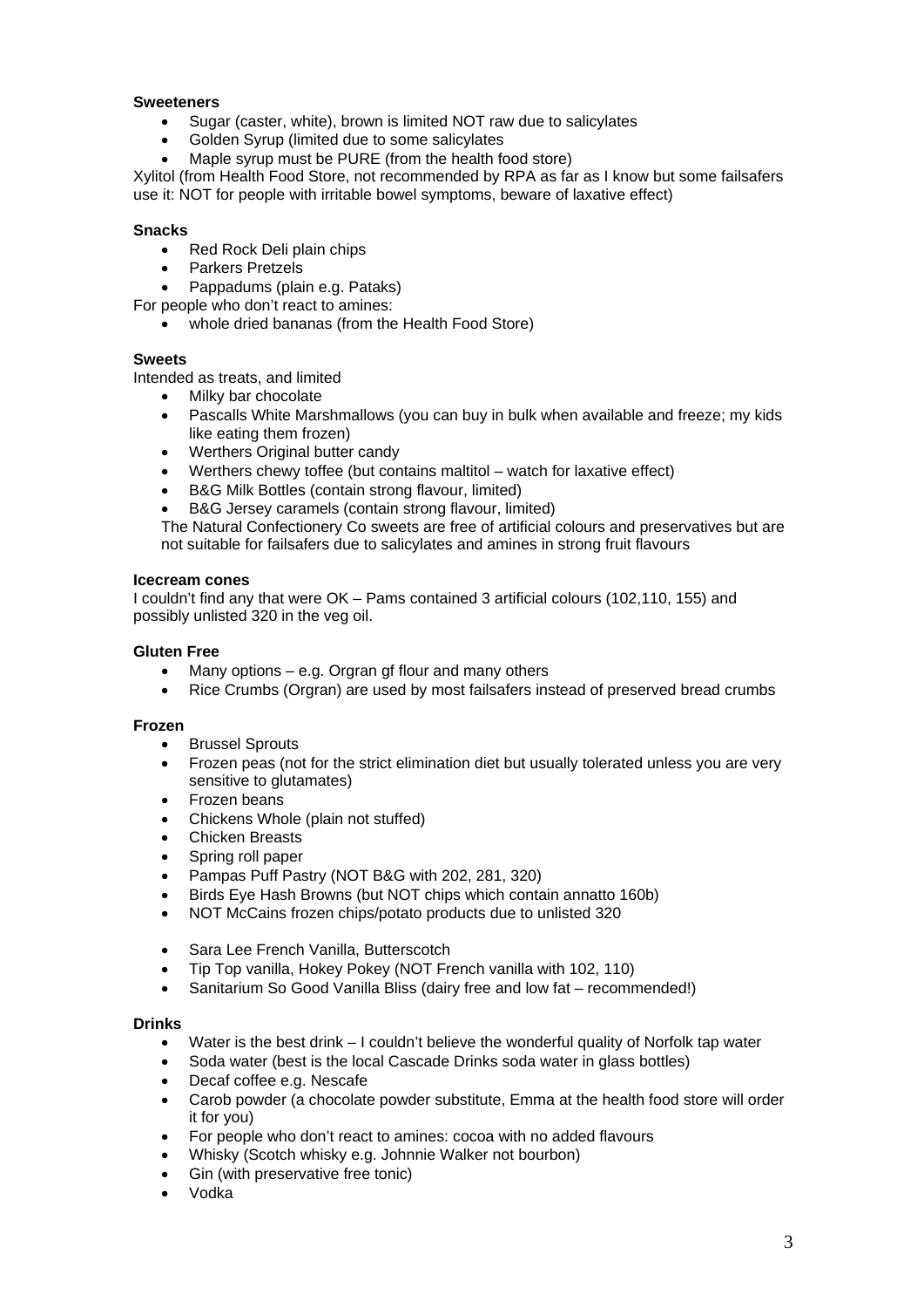**Sweeteners**

- Sugar (caster, white), brown is limited NOT raw due to salicylates
- Golden Syrup (limited due to some salicylates
- Maple syrup must be PURE (from the health food store)

Xylitol (from Health Food Store, not recommended by RPA as far as I know but some failsafers use it: NOT for people with irritable bowel symptoms, beware of laxative effect)

**Snacks**

- Red Rock Deli plain chips
- Parkers Pretzels
- Pappadums (plain e.g. Pataks)

For people who don't react to amines:

- whole dried bananas (from the Health Food Store)

**Sweets**

Intended as treats, and limited

- Milky bar chocolate
- Pascalls White Marshmallows (you can buy in bulk when available and freeze; my kids like eating them frozen)
- Werthers Original butter candy
- Werthers chewy toffee (but contains maltitol – watch for laxative effect)
- B&G Milk Bottles (contain strong flavour, limited)
- B&G Jersey caramels (contain strong flavour, limited)

The Natural Confectionery Co sweets are free of artificial colours and preservatives but are not suitable for failsafers due to salicylates and amines in strong fruit flavours

**Icecream cones**

I couldn't find any that were OK – Pams contained 3 artificial colours (102,110, 155) and possibly unlisted 320 in the veg oil.

**Gluten Free**

- Many options – e.g. Orgran gf flour and many others
- Rice Crumbs (Orgran) are used by most failsafers instead of preserved bread crumbs

**Frozen**

- Brussel Sprouts
- Frozen peas (not for the strict elimination diet but usually tolerated unless you are very sensitive to glutamates)
- Frozen beans
- Chickens Whole (plain not stuffed)
- Chicken Breasts
- Spring roll paper
- Pampas Puff Pastry (NOT B&G with 202, 281, 320)
- Birds Eye Hash Browns (but NOT chips which contain annatto 160b)
- NOT McCains frozen chips/potato products due to unlisted 320

- Sara Lee French Vanilla, Butterscotch
- Tip Top vanilla, Hokey Pokey (NOT French vanilla with 102, 110)
- Sanitarium So Good Vanilla Bliss (dairy free and low fat – recommended!)

**Drinks**

- Water is the best drink – I couldn't believe the wonderful quality of Norfolk tap water
- Soda water (best is the local Cascade Drinks soda water in glass bottles)
- Decaf coffee e.g. Nescafe
- Carob powder (a chocolate powder substitute, Emma at the health food store will order it for you)
- For people who don't react to amines: cocoa with no added flavours
- Whisky (Scotch whisky e.g. Johnnie Walker not bourbon)
- Gin (with preservative free tonic)
- Vodka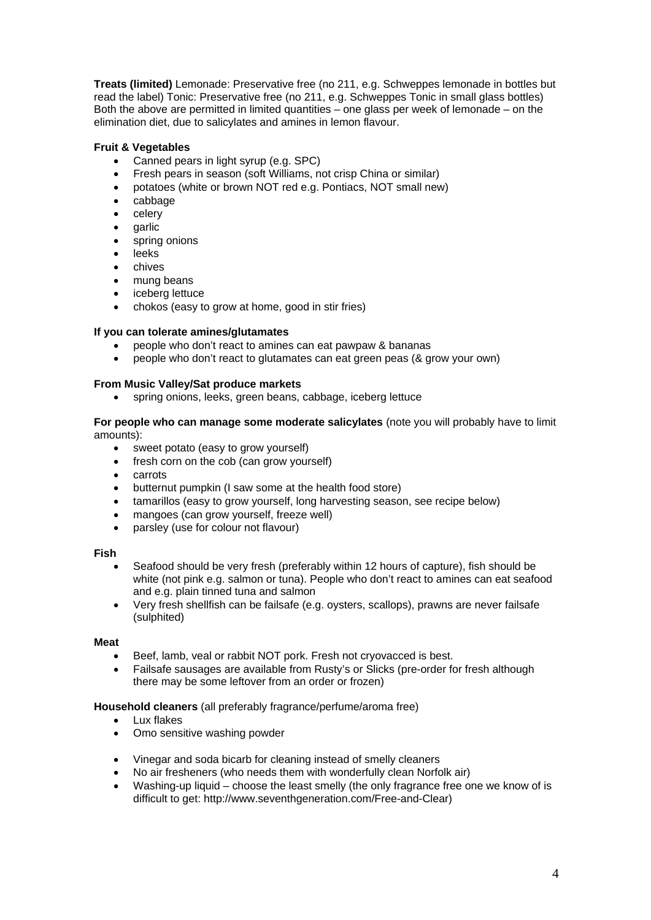**Treats (limited)** Lemonade: Preservative free (no 211, e.g. Schweppes lemonade in bottles but read the label) Tonic: Preservative free (no 211, e.g. Schweppes Tonic in small glass bottles) Both the above are permitted in limited quantities – one glass per week of lemonade – on the elimination diet, due to salicylates and amines in lemon flavour.

**Fruit & Vegetables**

- Canned pears in light syrup (e.g. SPC)
- Fresh pears in season (soft Williams, not crisp China or similar)
- potatoes (white or brown NOT red e.g. Pontiacs, NOT small new)
- cabbage
- celery
- garlic
- spring onions
- leeks
- chives
- mung beans
- iceberg lettuce
- chokos (easy to grow at home, good in stir fries)

**If you can tolerate amines/glutamates**

- people who don't react to amines can eat pawpaw & bananas
- people who don't react to glutamates can eat green peas (& grow your own)

**From Music Valley/Sat produce markets**

- spring onions, leeks, green beans, cabbage, iceberg lettuce

**For people who can manage some moderate salicylates** (note you will probably have to limit amounts):

- sweet potato (easy to grow yourself)
- fresh corn on the cob (can grow yourself)
- carrots
- butternut pumpkin (I saw some at the health food store)
- tamarillos (easy to grow yourself, long harvesting season, see recipe below)
- mangoes (can grow yourself, freeze well)
- parsley (use for colour not flavour)

**Fish**

- Seafood should be very fresh (preferably within 12 hours of capture), fish should be white (not pink e.g. salmon or tuna). People who don't react to amines can eat seafood and e.g. plain tinned tuna and salmon
- Very fresh shellfish can be failsafe (e.g. oysters, scallops), prawns are never failsafe (sulphited)

**Meat**

- Beef, lamb, veal or rabbit NOT pork. Fresh not cryovacced is best.
- Failsafe sausages are available from Rusty's or Slicks (pre-order for fresh although there may be some leftover from an order or frozen)

**Household cleaners** (all preferably fragrance/perfume/aroma free)

- Lux flakes
- Omo sensitive washing powder

- Vinegar and soda bicarb for cleaning instead of smelly cleaners
- No air fresheners (who needs them with wonderfully clean Norfolk air)
- Washing-up liquid – choose the least smelly (the only fragrance free one we know of is difficult to get: http://www.seventhgeneration.com/Free-and-Clear)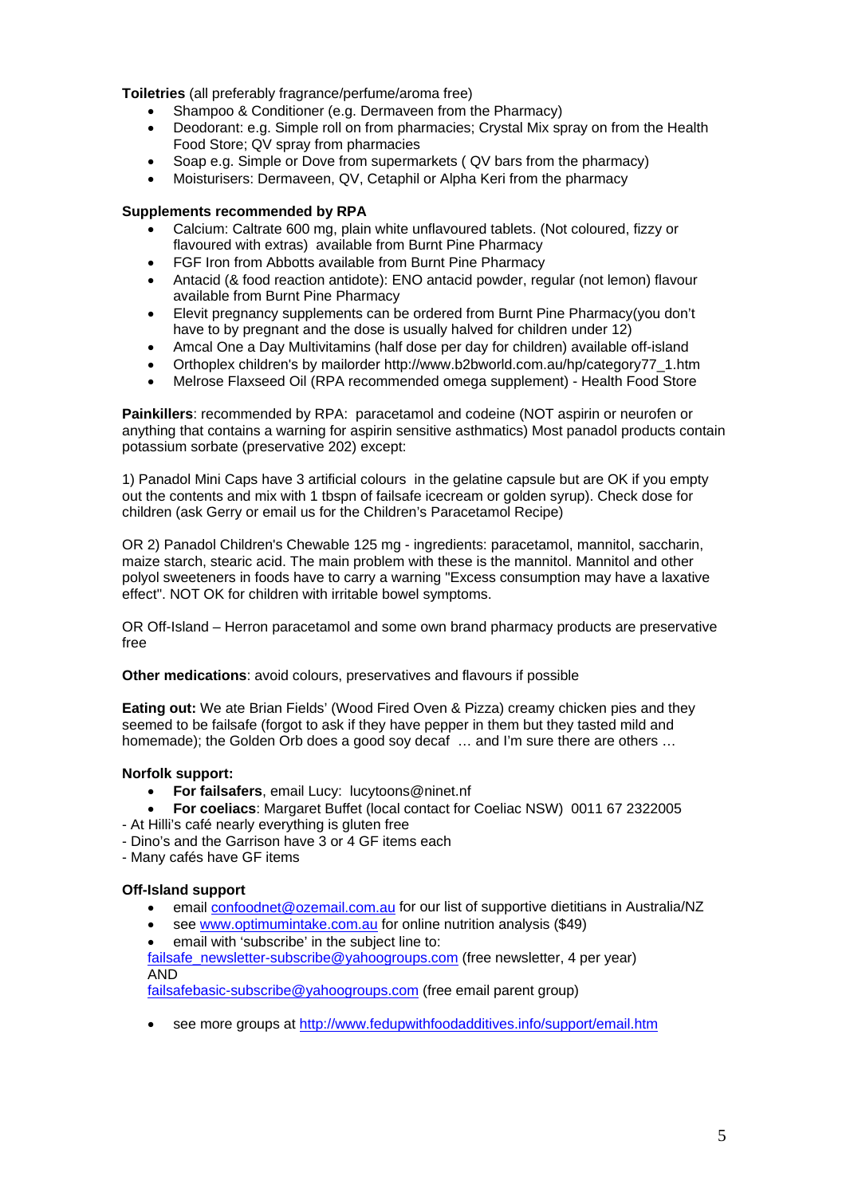**Toiletries** (all preferably fragrance/perfume/aroma free)

- Shampoo & Conditioner (e.g. Dermaveen from the Pharmacy)
- Deodorant: e.g. Simple roll on from pharmacies; Crystal Mix spray on from the Health Food Store; QV spray from pharmacies
- Soap e.g. Simple or Dove from supermarkets ( QV bars from the pharmacy)
- Moisturisers: Dermaveen, QV, Cetaphil or Alpha Keri from the pharmacy

**Supplements recommended by RPA**

- Calcium: Caltrate 600 mg, plain white unflavoured tablets. (Not coloured, fizzy or flavoured with extras) available from Burnt Pine Pharmacy
- FGF Iron from Abbotts available from Burnt Pine Pharmacy
- Antacid (& food reaction antidote): ENO antacid powder, regular (not lemon) flavour available from Burnt Pine Pharmacy
- Elevit pregnancy supplements can be ordered from Burnt Pine Pharmacy(you don't have to by pregnant and the dose is usually halved for children under 12)
- Amcal One a Day Multivitamins (half dose per day for children) available off-island
- Orthoplex children's by mailorder http://www.b2bworld.com.au/hp/category77_1.htm
- Melrose Flaxseed Oil (RPA recommended omega supplement) - Health Food Store

**Painkillers**: recommended by RPA: paracetamol and codeine (NOT aspirin or neurofen or anything that contains a warning for aspirin sensitive asthmatics) Most panadol products contain potassium sorbate (preservative 202) except:

1) Panadol Mini Caps have 3 artificial colours in the gelatine capsule but are OK if you empty out the contents and mix with 1 tbspn of failsafe icecream or golden syrup). Check dose for children (ask Gerry or email us for the Children's Paracetamol Recipe)

OR 2) Panadol Children's Chewable 125 mg - ingredients: paracetamol, mannitol, saccharin, maize starch, stearic acid. The main problem with these is the mannitol. Mannitol and other polyol sweeteners in foods have to carry a warning "Excess consumption may have a laxative effect". NOT OK for children with irritable bowel symptoms.

OR Off-Island – Herron paracetamol and some own brand pharmacy products are preservative free

**Other medications**: avoid colours, preservatives and flavours if possible

**Eating out:** We ate Brian Fields' (Wood Fired Oven & Pizza) creamy chicken pies and they seemed to be failsafe (forgot to ask if they have pepper in them but they tasted mild and homemade); the Golden Orb does a good soy decaf … and I'm sure there are others …

**Norfolk support:**

- **For failsafers**, email Lucy: lucytoons@ninet.nf
- **For coeliacs**: Margaret Buffet (local contact for Coeliac NSW) 0011 67 2322005

- At Hilli's café nearly everything is gluten free
- Dino's and the Garrison have 3 or 4 GF items each
- Many cafés have GF items

**Off-Island support**

- email confoodnet@ozemail.com.au for our list of supportive dietitians in Australia/NZ
- see www.optimumintake.com.au for online nutrition analysis ($49)
- email with 'subscribe' in the subject line to:

failsafe_newsletter-subscribe@yahoogroups.com (free newsletter, 4 per year)
AND
failsafebasic-subscribe@yahoogroups.com (free email parent group)

- see more groups at http://www.fedupwithfoodadditives.info/support/email.htm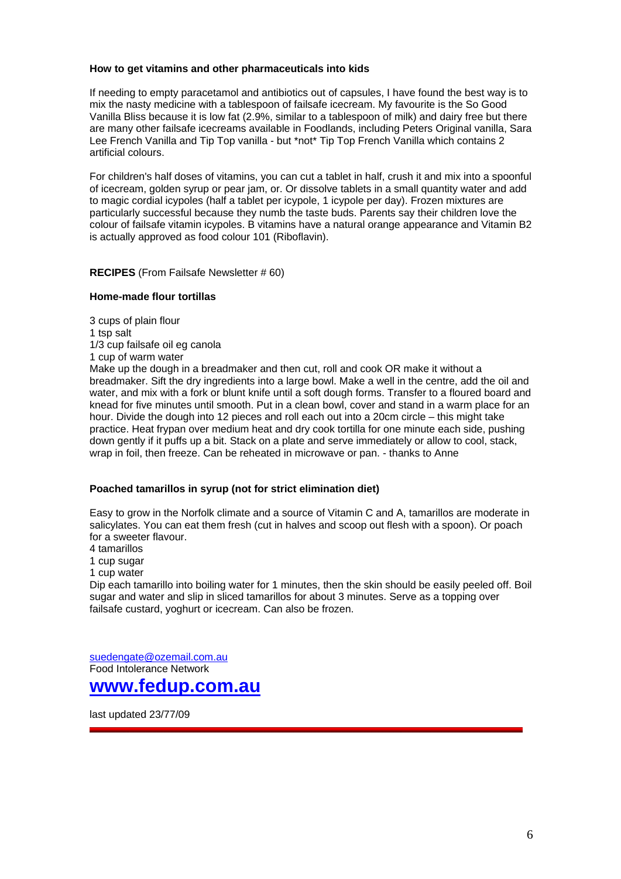**How to get vitamins and other pharmaceuticals into kids**

If needing to empty paracetamol and antibiotics out of capsules, I have found the best way is to mix the nasty medicine with a tablespoon of failsafe icecream. My favourite is the So Good Vanilla Bliss because it is low fat (2.9%, similar to a tablespoon of milk) and dairy free but there are many other failsafe icecreams available in Foodlands, including Peters Original vanilla, Sara Lee French Vanilla and Tip Top vanilla - but *not* Tip Top French Vanilla which contains 2 artificial colours.

For children's half doses of vitamins, you can cut a tablet in half, crush it and mix into a spoonful of icecream, golden syrup or pear jam, or. Or dissolve tablets in a small quantity water and add to magic cordial icypoles (half a tablet per icypole, 1 icypole per day). Frozen mixtures are particularly successful because they numb the taste buds. Parents say their children love the colour of failsafe vitamin icypoles. B vitamins have a natural orange appearance and Vitamin B2 is actually approved as food colour 101 (Riboflavin).

**RECIPES** (From Failsafe Newsletter # 60)

**Home-made flour tortillas**

3 cups of plain flour
1 tsp salt
1/3 cup failsafe oil eg canola
1 cup of warm water
Make up the dough in a breadmaker and then cut, roll and cook OR make it without a breadmaker. Sift the dry ingredients into a large bowl. Make a well in the centre, add the oil and water, and mix with a fork or blunt knife until a soft dough forms. Transfer to a floured board and knead for five minutes until smooth. Put in a clean bowl, cover and stand in a warm place for an hour. Divide the dough into 12 pieces and roll each out into a 20cm circle – this might take practice. Heat frypan over medium heat and dry cook tortilla for one minute each side, pushing down gently if it puffs up a bit. Stack on a plate and serve immediately or allow to cool, stack, wrap in foil, then freeze. Can be reheated in microwave or pan. - thanks to Anne

**Poached tamarillos in syrup (not for strict elimination diet)**

Easy to grow in the Norfolk climate and a source of Vitamin C and A, tamarillos are moderate in salicylates. You can eat them fresh (cut in halves and scoop out flesh with a spoon). Or poach for a sweeter flavour.
4 tamarillos
1 cup sugar
1 cup water
Dip each tamarillo into boiling water for 1 minutes, then the skin should be easily peeled off. Boil sugar and water and slip in sliced tamarillos for about 3 minutes. Serve as a topping over failsafe custard, yoghurt or icecream. Can also be frozen.

suedengate@ozemail.com.au
Food Intolerance Network

**www.fedup.com.au**

last updated 23/77/09